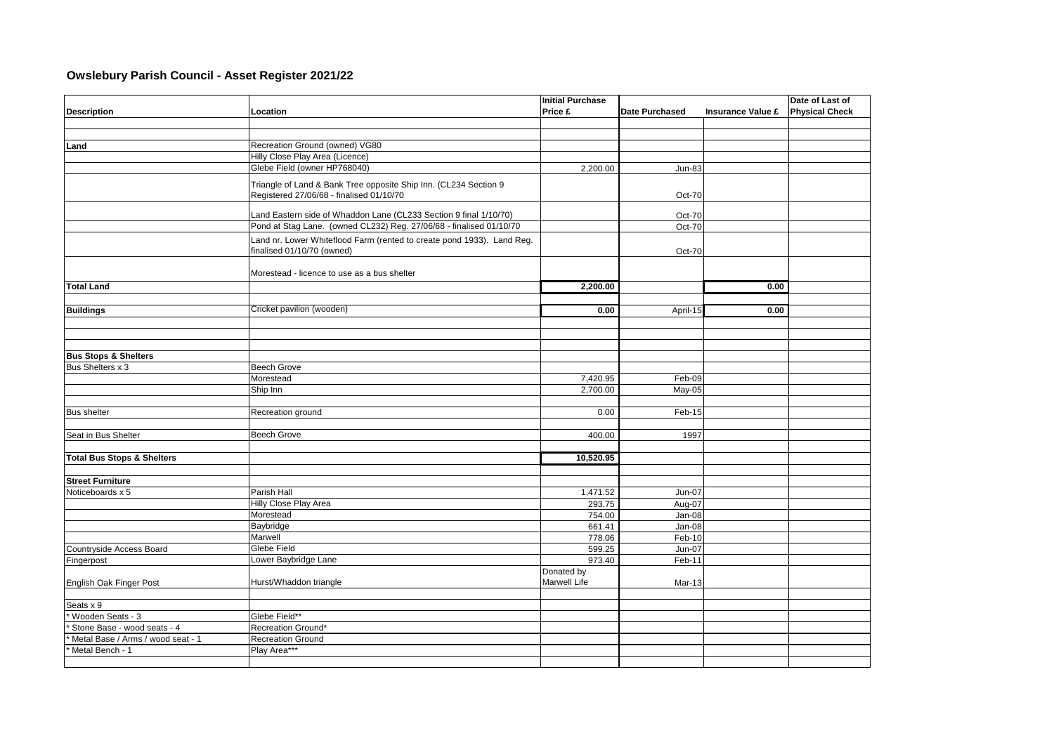## Owslebury Parish Council - Asset Register 2021/22

| Description | Location | Initial Purchase Price £ | Date Purchased | Insurance Value £ | Date of Last of Physical Check |
|---|---|---|---|---|---|
| | | | | | |
| | | | | | |
| **Land** | Recreation Ground (owned) VG80 | | | | |
| | Hilly Close Play Area (Licence) | | | | |
| | Glebe Field (owner HP768040) | 2,200.00 | Jun-83 | | |
| | Triangle of Land & Bank Tree opposite Ship Inn. (CL234 Section 9 Registered 27/06/68 - finalised 01/10/70 | | Oct-70 | | |
| | Land Eastern side of Whaddon Lane (CL233 Section 9 final 1/10/70) | | Oct-70 | | |
| | Pond at Stag Lane. (owned CL232) Reg. 27/06/68 - finalised 01/10/70 | | Oct-70 | | |
| | Land nr. Lower Whiteflood Farm (rented to create pond 1933). Land Reg. finalised 01/10/70 (owned) | | Oct-70 | | |
| | Morestead - licence to use as a bus shelter | | | | |
| **Total Land** | | **2,200.00** | | **0.00** | |
| | | | | | |
| **Buildings** | Cricket pavilion (wooden) | **0.00** | April-15 | **0.00** | |
| | | | | | |
| | | | | | |
| | | | | | |
| **Bus Stops & Shelters** | | | | | |
| Bus Shelters x 3 | Beech Grove | | | | |
| | Morestead | 7,420.95 | Feb-09 | | |
| | Ship Inn | 2,700.00 | May-05 | | |
| | | | | | |
| Bus shelter | Recreation ground | 0.00 | Feb-15 | | |
| | | | | | |
| Seat in Bus Shelter | Beech Grove | 400.00 | 1997 | | |
| | | | | | |
| **Total Bus Stops & Shelters** | | **10,520.95** | | | |
| | | | | | |
| **Street Furniture** | | | | | |
| Noticeboards x 5 | Parish Hall | 1,471.52 | Jun-07 | | |
| | Hilly Close Play Area | 293.75 | Aug-07 | | |
| | Morestead | 754.00 | Jan-08 | | |
| | Baybridge | 661.41 | Jan-08 | | |
| | Marwell | 778.06 | Feb-10 | | |
| Countryside Access Board | Glebe Field | 599.25 | Jun-07 | | |
| Fingerpost | Lower Baybridge Lane | 973.40 | Feb-11 | | |
| English Oak Finger Post | Hurst/Whaddon triangle | Donated by Marwell Life | Mar-13 | | |
| | | | | | |
| Seats x 9 | | | | | |
| * Wooden Seats - 3 | Glebe Field** | | | | |
| * Stone Base - wood seats - 4 | Recreation Ground* | | | | |
| * Metal Base / Arms / wood seat - 1 | Recreation Ground | | | | |
| * Metal Bench - 1 | Play Area*** | | | | |
| | | | | | |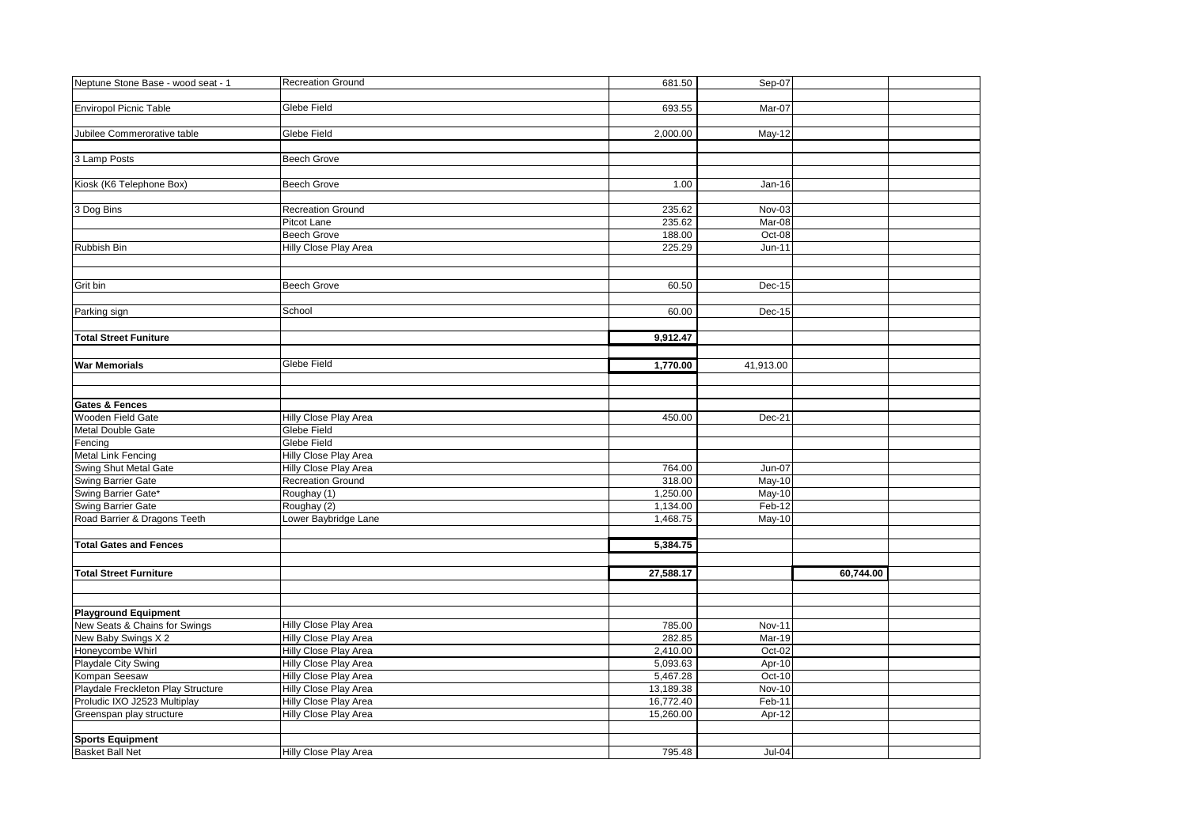| | | | | | |
|---|---|---|---|---|---|
| Neptune Stone Base - wood seat - 1 | Recreation Ground | 681.50 | Sep-07 | | |
| | | | | | |
| Enviropol Picnic Table | Glebe Field | 693.55 | Mar-07 | | |
| | | | | | |
| Jubilee Commerorative table | Glebe Field | 2,000.00 | May-12 | | |
| | | | | | |
| 3 Lamp Posts | Beech Grove | | | | |
| | | | | | |
| Kiosk (K6 Telephone Box) | Beech Grove | 1.00 | Jan-16 | | |
| | | | | | |
| 3 Dog Bins | Recreation Ground | 235.62 | Nov-03 | | |
| | Pitcot Lane | 235.62 | Mar-08 | | |
| | Beech Grove | 188.00 | Oct-08 | | |
| Rubbish Bin | Hilly Close Play Area | 225.29 | Jun-11 | | |
| | | | | | |
| | | | | | |
| Grit bin | Beech Grove | 60.50 | Dec-15 | | |
| | | | | | |
| Parking sign | School | 60.00 | Dec-15 | | |
| | | | | | |
| **Total Street Funiture** | | **9,912.47** | | | |
| | | | | | |
| **War Memorials** | Glebe Field | **1,770.00** | 41,913.00 | | |
| | | | | | |
| | | | | | |
| **Gates & Fences** | | | | | |
| Wooden Field Gate | Hilly Close Play Area | 450.00 | Dec-21 | | |
| Metal Double Gate | Glebe Field | | | | |
| Fencing | Glebe Field | | | | |
| Metal Link Fencing | Hilly Close Play Area | | | | |
| Swing Shut Metal Gate | Hilly Close Play Area | 764.00 | Jun-07 | | |
| Swing Barrier Gate | Recreation Ground | 318.00 | May-10 | | |
| Swing Barrier Gate* | Roughay (1) | 1,250.00 | May-10 | | |
| Swing Barrier Gate | Roughay (2) | 1,134.00 | Feb-12 | | |
| Road Barrier & Dragons Teeth | Lower Baybridge Lane | 1,468.75 | May-10 | | |
| | | | | | |
| **Total Gates and Fences** | | **5,384.75** | | | |
| | | | | | |
| **Total Street Furniture** | | **27,588.17** | | **60,744.00** | |
| | | | | | |
| | | | | | |
| **Playground Equipment** | | | | | |
| New Seats & Chains for Swings | Hilly Close Play Area | 785.00 | Nov-11 | | |
| New Baby Swings X 2 | Hilly Close Play Area | 282.85 | Mar-19 | | |
| Honeycombe Whirl | Hilly Close Play Area | 2,410.00 | Oct-02 | | |
| Playdale City Swing | Hilly Close Play Area | 5,093.63 | Apr-10 | | |
| Kompan Seesaw | Hilly Close Play Area | 5,467.28 | Oct-10 | | |
| Playdale Freckleton Play Structure | Hilly Close Play Area | 13,189.38 | Nov-10 | | |
| Proludic IXO J2523 Multiplay | Hilly Close Play Area | 16,772.40 | Feb-11 | | |
| Greenspan play structure | Hilly Close Play Area | 15,260.00 | Apr-12 | | |
| | | | | | |
| **Sports Equipment** | | | | | |
| Basket Ball Net | Hilly Close Play Area | 795.48 | Jul-04 | | |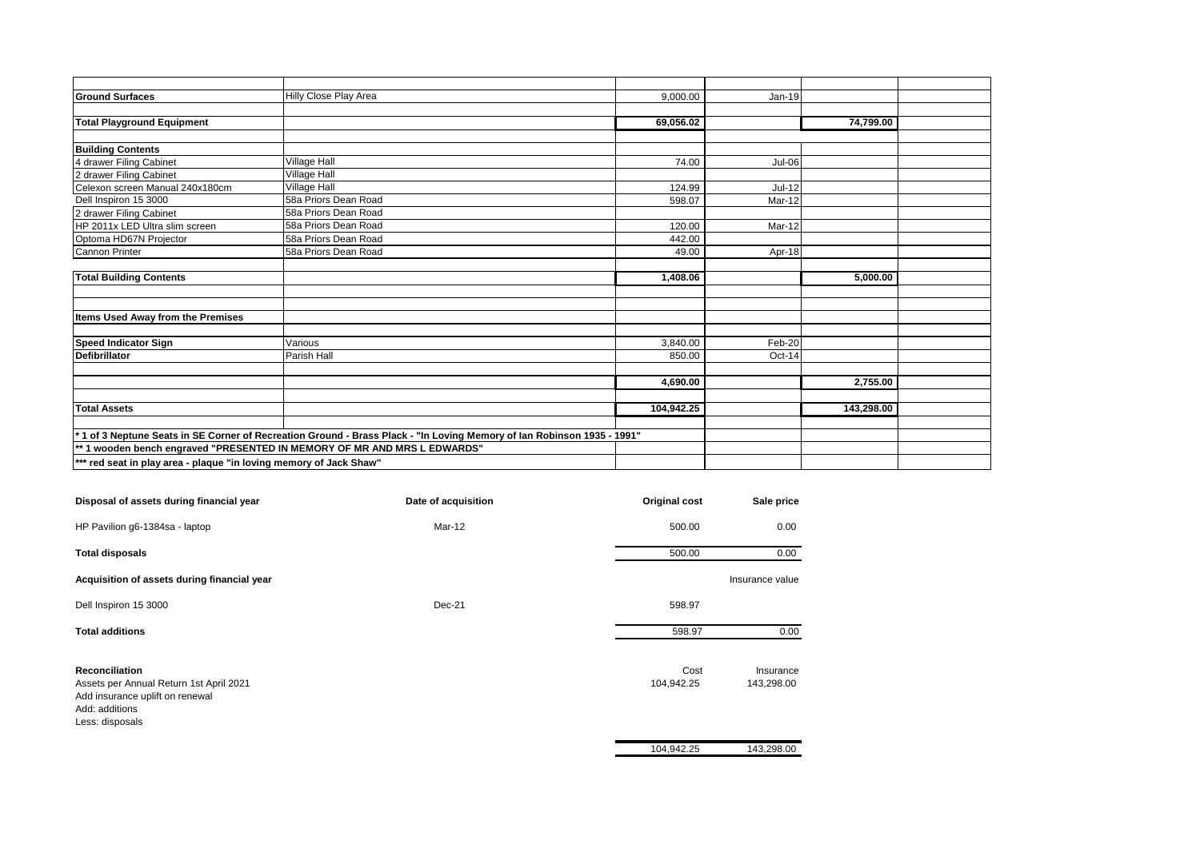| | | | | | |
|---|---|---|---|---|---|
| | | | | | |
| **Ground Surfaces** | Hilly Close Play Area | 9,000.00 | Jan-19 | | |
| | | | | | |
| **Total Playground Equipment** | | **69,056.02** | | **74,799.00** | |
| | | | | | |
| **Building Contents** | | | | | |
| 4 drawer Filing Cabinet | Village Hall | 74.00 | Jul-06 | | |
| 2 drawer Filing Cabinet | Village Hall | | | | |
| Celexon screen Manual 240x180cm | Village Hall | 124.99 | Jul-12 | | |
| Dell Inspiron 15 3000 | 58a Priors Dean Road | 598.07 | Mar-12 | | |
| 2 drawer Filing Cabinet | 58a Priors Dean Road | | | | |
| HP 2011x LED Ultra slim screen | 58a Priors Dean Road | 120.00 | Mar-12 | | |
| Optoma HD67N Projector | 58a Priors Dean Road | 442.00 | | | |
| Cannon Printer | 58a Priors Dean Road | 49.00 | Apr-18 | | |
| | | | | | |
| **Total Building Contents** | | **1,408.06** | | **5,000.00** | |
| | | | | | |
| | | | | | |
| **Items Used Away from the Premises** | | | | | |
| | | | | | |
| **Speed Indicator Sign** | Various | 3,840.00 | Feb-20 | | |
| **Defibrillator** | Parish Hall | 850.00 | Oct-14 | | |
| | | | | | |
| | | **4,690.00** | | **2,755.00** | |
| | | | | | |
| **Total Assets** | | **104,942.25** | | **143,298.00** | |
| | | | | | |
| **\* 1 of 3 Neptune Seats in SE Corner of Recreation Ground - Brass Plack - "In Loving Memory of Ian Robinson 1935 - 1991"** | | | | | |
| **\*\* 1 wooden bench engraved "PRESENTED IN MEMORY OF MR AND MRS L EDWARDS"** | | | | | |
| **\*\*\* red seat in play area - plaque "in loving memory of Jack Shaw"** | | | | | |

| **Disposal of assets during financial year** | **Date of acquisition** | **Original cost** | **Sale price** |
|---|---|---|---|
| HP Pavilion g6-1384sa - laptop | Mar-12 | 500.00 | 0.00 |
| **Total disposals** | | 500.00 | 0.00 |
| **Acquisition of assets during financial year** | | | Insurance value |
| Dell Inspiron 15 3000 | Dec-21 | 598.97 | |
| **Total additions** | | 598.97 | 0.00 |

| **Reconciliation** | | Cost | Insurance |
|---|---|---|---|
| Assets per Annual Return 1st April 2021 | | 104,942.25 | 143,298.00 |
| Add insurance uplift on renewal | | | |
| Add: additions | | | |
| Less: disposals | | | |
| | | 104,942.25 | 143,298.00 |